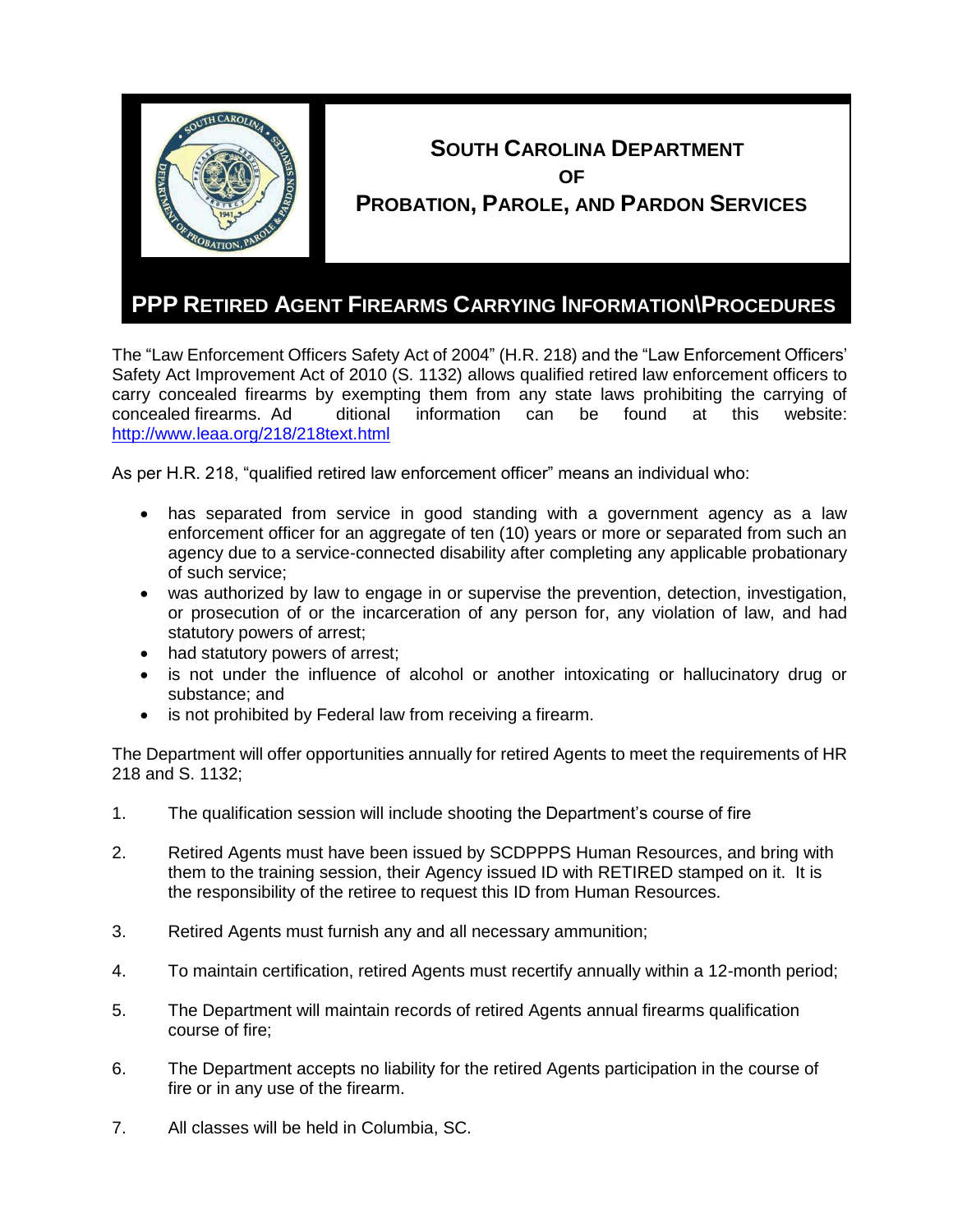# South Carolina Department of Probation, Parole, and Pardon Services

## PPP Retired Agent Firearms Carrying Information\Procedures

The "Law Enforcement Officers Safety Act of 2004" (H.R. 218) and the "Law Enforcement Officers' Safety Act Improvement Act of 2010 (S. 1132) allows qualified retired law enforcement officers to carry concealed firearms by exempting them from any state laws prohibiting the carrying of concealed firearms. Ad ditional information can be found at this website: [http://www.leaa.org/218/218text.html](http://www.leaa.org/218/218text.html)

As per H.R. 218, "qualified retired law enforcement officer" means an individual who:

- has separated from service in good standing with a government agency as a law enforcement officer for an aggregate of ten (10) years or more or separated from such an agency due to a service-connected disability after completing any applicable probationary of such service;
- was authorized by law to engage in or supervise the prevention, detection, investigation, or prosecution of or the incarceration of any person for, any violation of law, and had statutory powers of arrest;
- had statutory powers of arrest;
- is not under the influence of alcohol or another intoxicating or hallucinatory drug or substance; and
- is not prohibited by Federal law from receiving a firearm.

The Department will offer opportunities annually for retired Agents to meet the requirements of HR 218 and S. 1132;

1. The qualification session will include shooting the Department's course of fire

2. Retired Agents must have been issued by SCDPPPS Human Resources, and bring with them to the training session, their Agency issued ID with RETIRED stamped on it. It is the responsibility of the retiree to request this ID from Human Resources.

3. Retired Agents must furnish any and all necessary ammunition;

4. To maintain certification, retired Agents must recertify annually within a 12-month period;

5. The Department will maintain records of retired Agents annual firearms qualification course of fire;

6. The Department accepts no liability for the retired Agents participation in the course of fire or in any use of the firearm.

7. All classes will be held in Columbia, SC.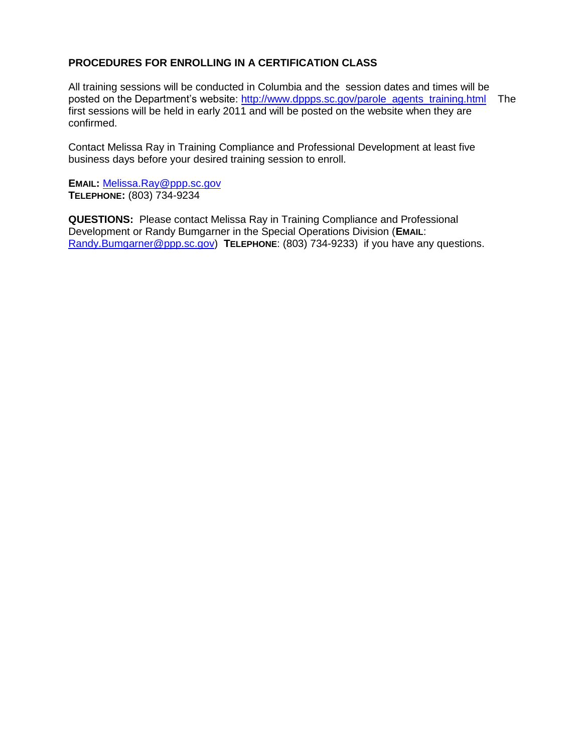**PROCEDURES FOR ENROLLING IN A CERTIFICATION CLASS**

All training sessions will be conducted in Columbia and the session dates and times will be posted on the Department's website: http://www.dppps.sc.gov/parole_agents_training.html The first sessions will be held in early 2011 and will be posted on the website when they are confirmed.

Contact Melissa Ray in Training Compliance and Professional Development at least five business days before your desired training session to enroll.

**EMAIL:** Melissa.Ray@ppp.sc.gov
**TELEPHONE:** (803) 734-9234

**QUESTIONS:** Please contact Melissa Ray in Training Compliance and Professional Development or Randy Bumgarner in the Special Operations Division (**EMAIL**: Randy.Bumgarner@ppp.sc.gov) **TELEPHONE**: (803) 734-9233) if you have any questions.